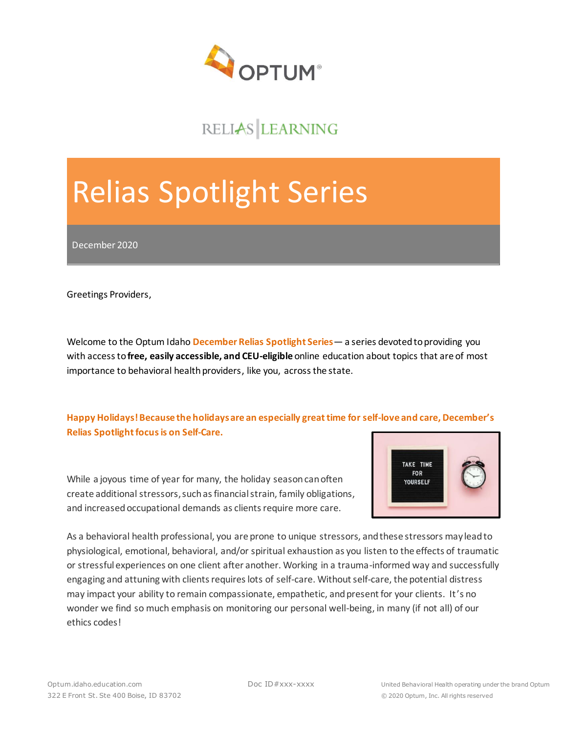# Relias Spotlight Series

December 2020

Greetings Providers,

Welcome to the Optum Idaho **December Relias Spotlight Series** — a series devoted to providing you with access to **free, easily accessible, and CEU-eligible** online education about topics that are of most importance to behavioral health providers, like you, across the state.

**Happy Holidays! Because the holidays are an especially great time for self-love and care, December's Relias Spotlight focus is on Self-Care.**

While a joyous time of year for many, the holiday season can often create additional stressors, such as financial strain, family obligations, and increased occupational demands as clients require more care.

As a behavioral health professional, you are prone to unique stressors, and these stressors may lead to physiological, emotional, behavioral, and/or spiritual exhaustion as you listen to the effects of traumatic or stressful experiences on one client after another. Working in a trauma-informed way and successfully engaging and attuning with clients requires lots of self-care. Without self-care, the potential distress may impact your ability to remain compassionate, empathetic, and present for your clients. It's no wonder we find so much emphasis on monitoring our personal well-being, in many (if not all) of our ethics codes!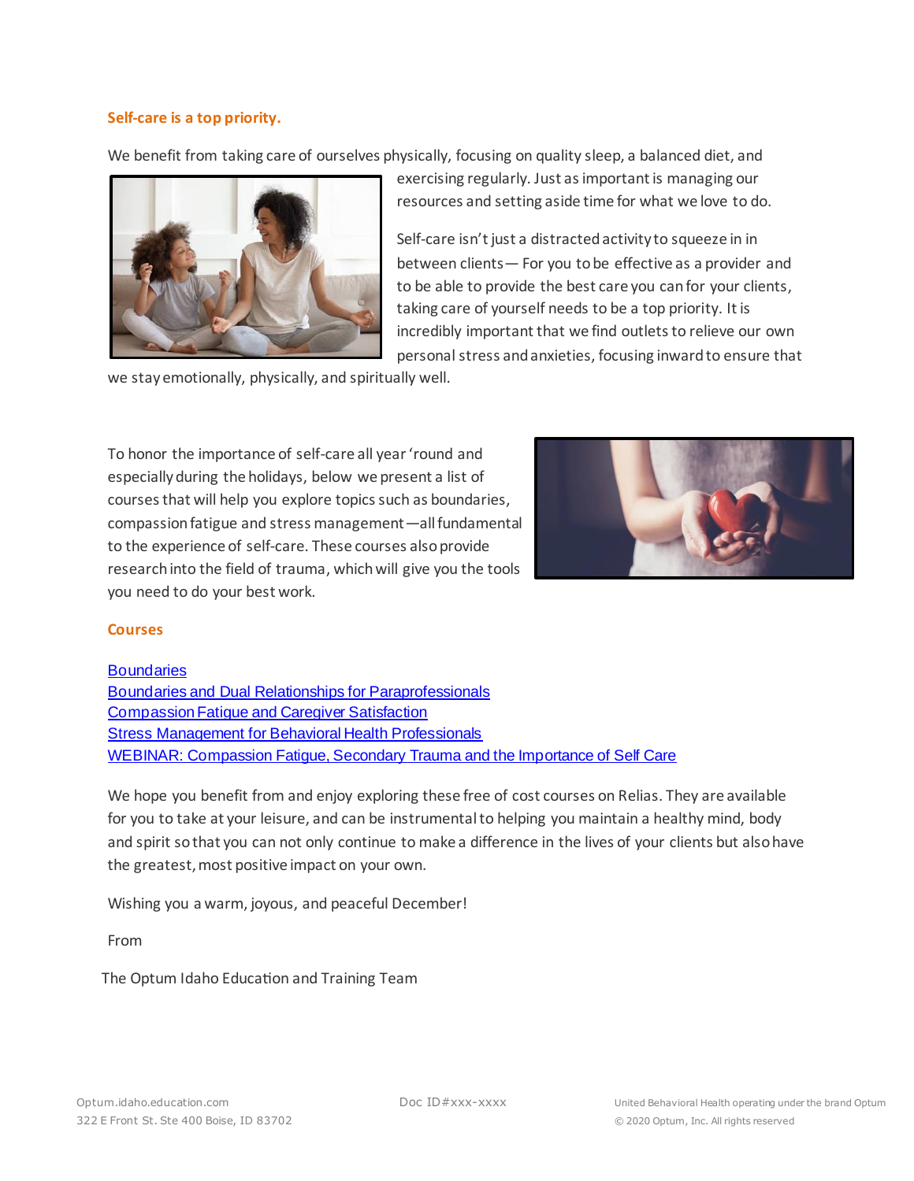## Self-care is a top priority.

We benefit from taking care of ourselves physically, focusing on quality sleep, a balanced diet, and exercising regularly. Just as important is managing our resources and setting aside time for what we love to do.

Self-care isn't just a distracted activity to squeeze in in between clients— For you to be effective as a provider and to be able to provide the best care you can for your clients, taking care of yourself needs to be a top priority. It is incredibly important that we find outlets to relieve our own personal stress and anxieties, focusing inward to ensure that we stay emotionally, physically, and spiritually well.

To honor the importance of self-care all year 'round and especially during the holidays, below we present a list of courses that will help you explore topics such as boundaries, compassion fatigue and stress management—all fundamental to the experience of self-care. These courses also provide research into the field of trauma, which will give you the tools you need to do your best work.

## Courses

- Boundaries
- Boundaries and Dual Relationships for Paraprofessionals
- Compassion Fatigue and Caregiver Satisfaction
- Stress Management for Behavioral Health Professionals
- WEBINAR: Compassion Fatigue, Secondary Trauma and the Importance of Self Care

We hope you benefit from and enjoy exploring these free of cost courses on Relias. They are available for you to take at your leisure, and can be instrumental to helping you maintain a healthy mind, body and spirit so that you can not only continue to make a difference in the lives of your clients but also have the greatest, most positive impact on your own.

Wishing you a warm, joyous, and peaceful December!

From

The Optum Idaho Education and Training Team

Optum.idaho.education.com
322 E Front St. Ste 400 Boise, ID 83702

Doc ID#xxx-xxxx

United Behavioral Health operating under the brand Optum
© 2020 Optum, Inc. All rights reserved